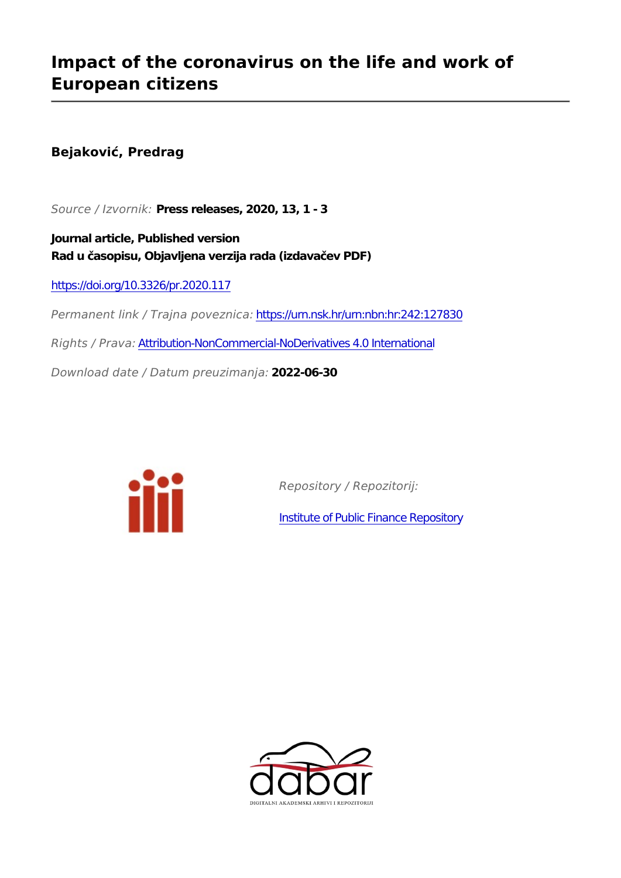# Impact of the coronavirus on the life and work of European citizens

**Bejaković, Predrag**

*Source / Izvornik:* **Press releases, 2020, 13, 1 - 3**

**Journal article, Published version**
**Rad u časopisu, Objavljena verzija rada (izdavačev PDF)**

https://doi.org/10.3326/pr.2020.117

*Permanent link / Trajna poveznica:* https://urn.nsk.hr/urn:nbn:hr:242:127830

*Rights / Prava:* Attribution-NonCommercial-NoDerivatives 4.0 International

*Download date / Datum preuzimanja:* **2022-06-30**

*Repository / Repozitorij:*

Institute of Public Finance Repository

DIGITALNI AKADEMSKI ARHIVI I REPOZITORIJI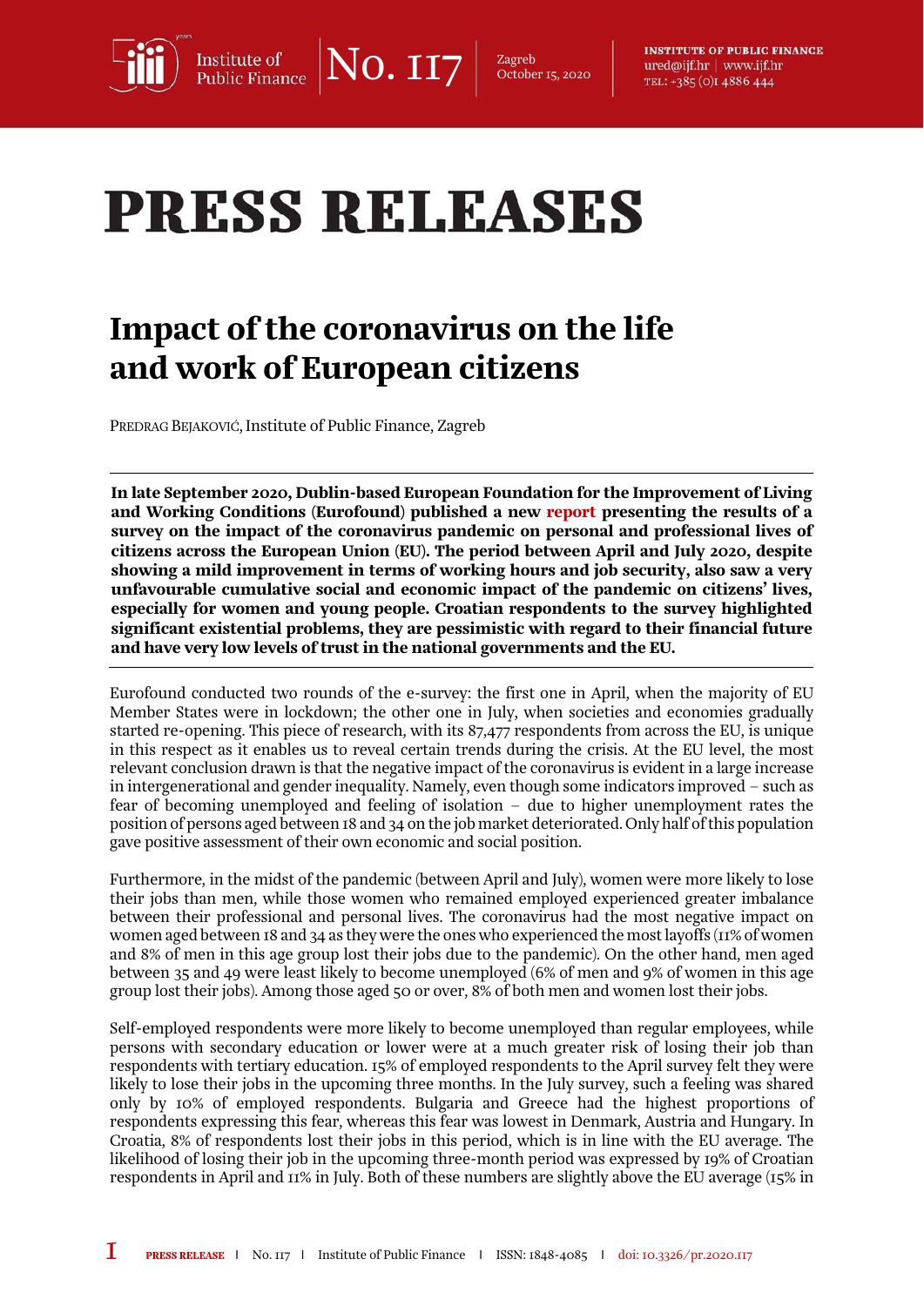# PRESS RELEASES

## Impact of the coronavirus on the life and work of European citizens

PREDRAG BEJAKOVIĆ, Institute of Public Finance, Zagreb

**In late September 2020, Dublin-based European Foundation for the Improvement of Living and Working Conditions (Eurofound) published a new report presenting the results of a survey on the impact of the coronavirus pandemic on personal and professional lives of citizens across the European Union (EU). The period between April and July 2020, despite showing a mild improvement in terms of working hours and job security, also saw a very unfavourable cumulative social and economic impact of the pandemic on citizens' lives, especially for women and young people. Croatian respondents to the survey highlighted significant existential problems, they are pessimistic with regard to their financial future and have very low levels of trust in the national governments and the EU.**

Eurofound conducted two rounds of the e-survey: the first one in April, when the majority of EU Member States were in lockdown; the other one in July, when societies and economies gradually started re-opening. This piece of research, with its 87,477 respondents from across the EU, is unique in this respect as it enables us to reveal certain trends during the crisis. At the EU level, the most relevant conclusion drawn is that the negative impact of the coronavirus is evident in a large increase in intergenerational and gender inequality. Namely, even though some indicators improved – such as fear of becoming unemployed and feeling of isolation – due to higher unemployment rates the position of persons aged between 18 and 34 on the job market deteriorated. Only half of this population gave positive assessment of their own economic and social position.

Furthermore, in the midst of the pandemic (between April and July), women were more likely to lose their jobs than men, while those women who remained employed experienced greater imbalance between their professional and personal lives. The coronavirus had the most negative impact on women aged between 18 and 34 as they were the ones who experienced the most layoffs (11% of women and 8% of men in this age group lost their jobs due to the pandemic). On the other hand, men aged between 35 and 49 were least likely to become unemployed (6% of men and 9% of women in this age group lost their jobs). Among those aged 50 or over, 8% of both men and women lost their jobs.

Self-employed respondents were more likely to become unemployed than regular employees, while persons with secondary education or lower were at a much greater risk of losing their job than respondents with tertiary education. 15% of employed respondents to the April survey felt they were likely to lose their jobs in the upcoming three months. In the July survey, such a feeling was shared only by 10% of employed respondents. Bulgaria and Greece had the highest proportions of respondents expressing this fear, whereas this fear was lowest in Denmark, Austria and Hungary. In Croatia, 8% of respondents lost their jobs in this period, which is in line with the EU average. The likelihood of losing their job in the upcoming three-month period was expressed by 19% of Croatian respondents in April and 11% in July. Both of these numbers are slightly above the EU average (15% in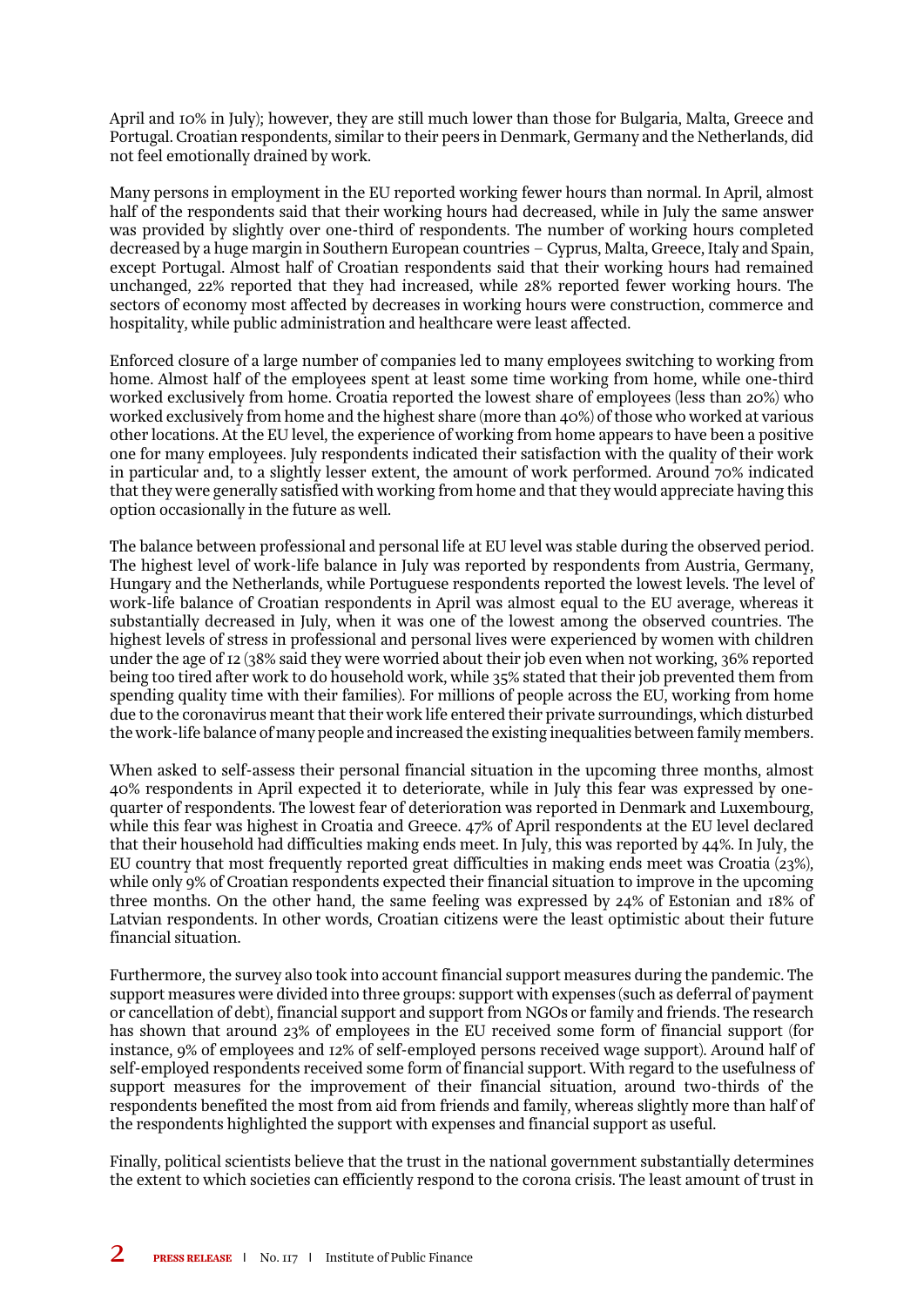April and 10% in July); however, they are still much lower than those for Bulgaria, Malta, Greece and Portugal. Croatian respondents, similar to their peers in Denmark, Germany and the Netherlands, did not feel emotionally drained by work.

Many persons in employment in the EU reported working fewer hours than normal. In April, almost half of the respondents said that their working hours had decreased, while in July the same answer was provided by slightly over one-third of respondents. The number of working hours completed decreased by a huge margin in Southern European countries – Cyprus, Malta, Greece, Italy and Spain, except Portugal. Almost half of Croatian respondents said that their working hours had remained unchanged, 22% reported that they had increased, while 28% reported fewer working hours. The sectors of economy most affected by decreases in working hours were construction, commerce and hospitality, while public administration and healthcare were least affected.

Enforced closure of a large number of companies led to many employees switching to working from home. Almost half of the employees spent at least some time working from home, while one-third worked exclusively from home. Croatia reported the lowest share of employees (less than 20%) who worked exclusively from home and the highest share (more than 40%) of those who worked at various other locations. At the EU level, the experience of working from home appears to have been a positive one for many employees. July respondents indicated their satisfaction with the quality of their work in particular and, to a slightly lesser extent, the amount of work performed. Around 70% indicated that they were generally satisfied with working from home and that they would appreciate having this option occasionally in the future as well.

The balance between professional and personal life at EU level was stable during the observed period. The highest level of work-life balance in July was reported by respondents from Austria, Germany, Hungary and the Netherlands, while Portuguese respondents reported the lowest levels. The level of work-life balance of Croatian respondents in April was almost equal to the EU average, whereas it substantially decreased in July, when it was one of the lowest among the observed countries. The highest levels of stress in professional and personal lives were experienced by women with children under the age of 12 (38% said they were worried about their job even when not working, 36% reported being too tired after work to do household work, while 35% stated that their job prevented them from spending quality time with their families). For millions of people across the EU, working from home due to the coronavirus meant that their work life entered their private surroundings, which disturbed the work-life balance of many people and increased the existing inequalities between family members.

When asked to self-assess their personal financial situation in the upcoming three months, almost 40% respondents in April expected it to deteriorate, while in July this fear was expressed by one-quarter of respondents. The lowest fear of deterioration was reported in Denmark and Luxembourg, while this fear was highest in Croatia and Greece. 47% of April respondents at the EU level declared that their household had difficulties making ends meet. In July, this was reported by 44%. In July, the EU country that most frequently reported great difficulties in making ends meet was Croatia (23%), while only 9% of Croatian respondents expected their financial situation to improve in the upcoming three months. On the other hand, the same feeling was expressed by 24% of Estonian and 18% of Latvian respondents. In other words, Croatian citizens were the least optimistic about their future financial situation.

Furthermore, the survey also took into account financial support measures during the pandemic. The support measures were divided into three groups: support with expenses (such as deferral of payment or cancellation of debt), financial support and support from NGOs or family and friends. The research has shown that around 23% of employees in the EU received some form of financial support (for instance, 9% of employees and 12% of self-employed persons received wage support). Around half of self-employed respondents received some form of financial support. With regard to the usefulness of support measures for the improvement of their financial situation, around two-thirds of the respondents benefited the most from aid from friends and family, whereas slightly more than half of the respondents highlighted the support with expenses and financial support as useful.

Finally, political scientists believe that the trust in the national government substantially determines the extent to which societies can efficiently respond to the corona crisis. The least amount of trust in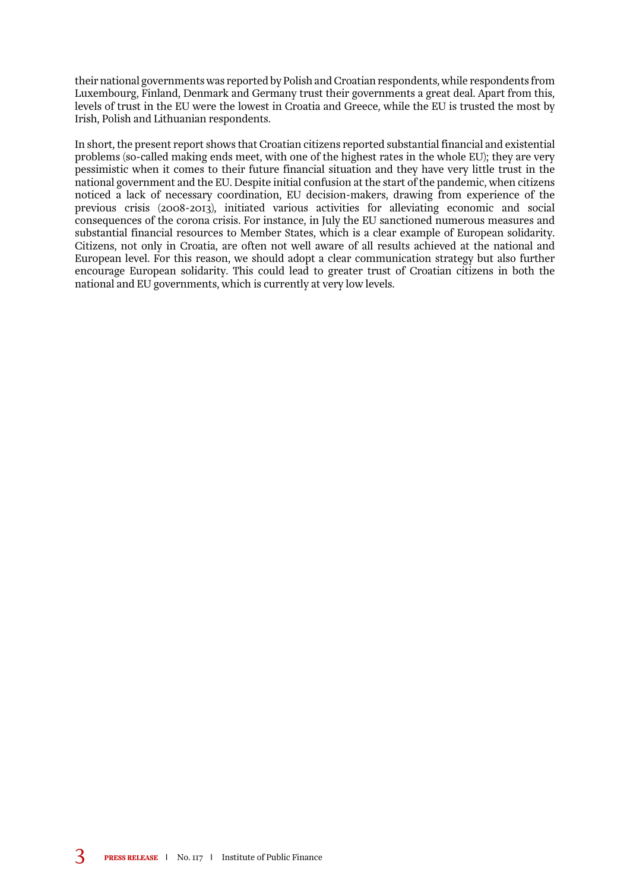their national governments was reported by Polish and Croatian respondents, while respondents from Luxembourg, Finland, Denmark and Germany trust their governments a great deal. Apart from this, levels of trust in the EU were the lowest in Croatia and Greece, while the EU is trusted the most by Irish, Polish and Lithuanian respondents.

In short, the present report shows that Croatian citizens reported substantial financial and existential problems (so-called making ends meet, with one of the highest rates in the whole EU); they are very pessimistic when it comes to their future financial situation and they have very little trust in the national government and the EU. Despite initial confusion at the start of the pandemic, when citizens noticed a lack of necessary coordination, EU decision-makers, drawing from experience of the previous crisis (2008-2013), initiated various activities for alleviating economic and social consequences of the corona crisis. For instance, in July the EU sanctioned numerous measures and substantial financial resources to Member States, which is a clear example of European solidarity. Citizens, not only in Croatia, are often not well aware of all results achieved at the national and European level. For this reason, we should adopt a clear communication strategy but also further encourage European solidarity. This could lead to greater trust of Croatian citizens in both the national and EU governments, which is currently at very low levels.